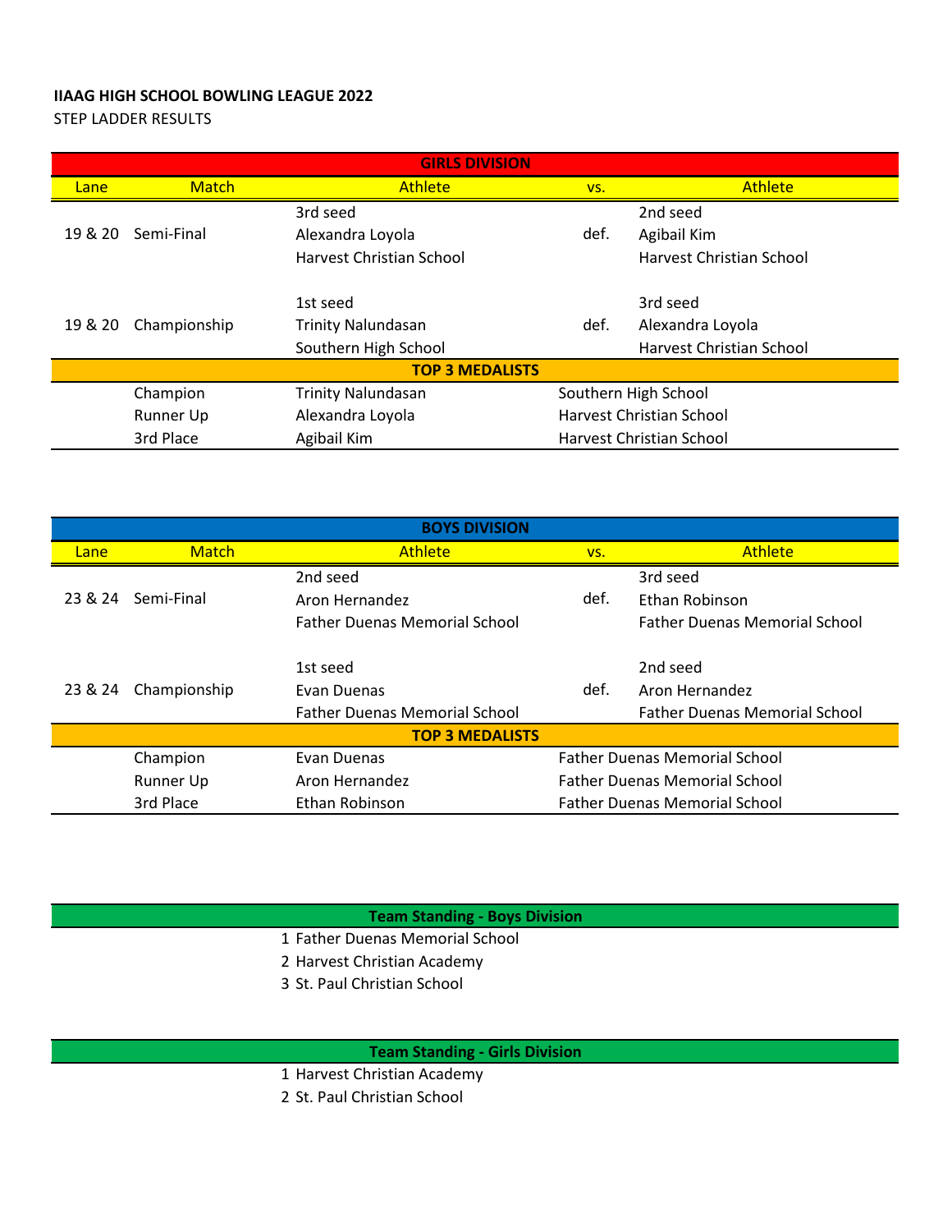**IIAAG HIGH SCHOOL BOWLING LEAGUE 2022**

STEP LADDER RESULTS

| GIRLS DIVISION | | | | |
|---|---|---|---|---|
| Lane | Match | Athlete | vs. | Athlete |
| 19 & 20 | Semi-Final | 3rd seed<br>Alexandra Loyola<br>Harvest Christian School | def. | 2nd seed<br>Agibail Kim<br>Harvest Christian School |
| 19 & 20 | Championship | 1st seed<br>Trinity Nalundasan<br>Southern High School | def. | 3rd seed<br>Alexandra Loyola<br>Harvest Christian School |
| **TOP 3 MEDALISTS** | | | | |
| | Champion | Trinity Nalundasan | Southern High School | |
| | Runner Up | Alexandra Loyola | Harvest Christian School | |
| | 3rd Place | Agibail Kim | Harvest Christian School | |

| BOYS DIVISION | | | | |
|---|---|---|---|---|
| Lane | Match | Athlete | vs. | Athlete |
| 23 & 24 | Semi-Final | 2nd seed<br>Aron Hernandez<br>Father Duenas Memorial School | def. | 3rd seed<br>Ethan Robinson<br>Father Duenas Memorial School |
| 23 & 24 | Championship | 1st seed<br>Evan Duenas<br>Father Duenas Memorial School | def. | 2nd seed<br>Aron Hernandez<br>Father Duenas Memorial School |
| **TOP 3 MEDALISTS** | | | | |
| | Champion | Evan Duenas | Father Duenas Memorial School | |
| | Runner Up | Aron Hernandez | Father Duenas Memorial School | |
| | 3rd Place | Ethan Robinson | Father Duenas Memorial School | |

**Team Standing - Boys Division**

1 Father Duenas Memorial School
2 Harvest Christian Academy
3 St. Paul Christian School

**Team Standing - Girls Division**

1 Harvest Christian Academy
2 St. Paul Christian School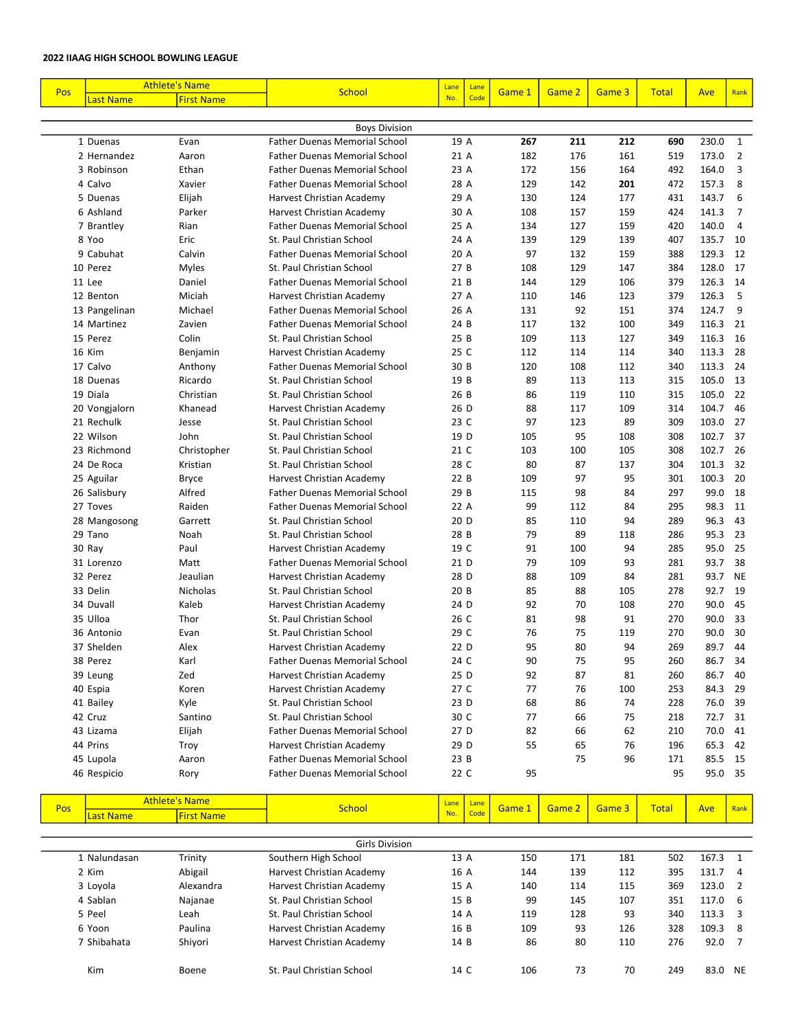**2022 IIAAG HIGH SCHOOL BOWLING LEAGUE**

| Pos | Athlete's Name | | School | Lane No. | Lane Code | Game 1 | Game 2 | Game 3 | Total | Ave | Rank |
|---|---|---|---|---|---|---|---|---|---|---|---|
| | Last Name | First Name | | | | | | | | | |
| | | | **Boys Division** | | | | | | | | |
| 1 | Duenas | Evan | Father Duenas Memorial School | 19 | A | **267** | **211** | **212** | **690** | 230.0 | 1 |
| 2 | Hernandez | Aaron | Father Duenas Memorial School | 21 | A | 182 | 176 | 161 | 519 | 173.0 | 2 |
| 3 | Robinson | Ethan | Father Duenas Memorial School | 23 | A | 172 | 156 | 164 | 492 | 164.0 | 3 |
| 4 | Calvo | Xavier | Father Duenas Memorial School | 28 | A | 129 | 142 | **201** | 472 | 157.3 | 8 |
| 5 | Duenas | Elijah | Harvest Christian Academy | 29 | A | 130 | 124 | 177 | 431 | 143.7 | 6 |
| 6 | Ashland | Parker | Harvest Christian Academy | 30 | A | 108 | 157 | 159 | 424 | 141.3 | 7 |
| 7 | Brantley | Rian | Father Duenas Memorial School | 25 | A | 134 | 127 | 159 | 420 | 140.0 | 4 |
| 8 | Yoo | Eric | St. Paul Christian School | 24 | A | 139 | 129 | 139 | 407 | 135.7 | 10 |
| 9 | Cabuhat | Calvin | Father Duenas Memorial School | 20 | A | 97 | 132 | 159 | 388 | 129.3 | 12 |
| 10 | Perez | Myles | St. Paul Christian School | 27 | B | 108 | 129 | 147 | 384 | 128.0 | 17 |
| 11 | Lee | Daniel | Father Duenas Memorial School | 21 | B | 144 | 129 | 106 | 379 | 126.3 | 14 |
| 12 | Benton | Miciah | Harvest Christian Academy | 27 | A | 110 | 146 | 123 | 379 | 126.3 | 5 |
| 13 | Pangelinan | Michael | Father Duenas Memorial School | 26 | A | 131 | 92 | 151 | 374 | 124.7 | 9 |
| 14 | Martinez | Zavien | Father Duenas Memorial School | 24 | B | 117 | 132 | 100 | 349 | 116.3 | 21 |
| 15 | Perez | Colin | St. Paul Christian School | 25 | B | 109 | 113 | 127 | 349 | 116.3 | 16 |
| 16 | Kim | Benjamin | Harvest Christian Academy | 25 | C | 112 | 114 | 114 | 340 | 113.3 | 28 |
| 17 | Calvo | Anthony | Father Duenas Memorial School | 30 | B | 120 | 108 | 112 | 340 | 113.3 | 24 |
| 18 | Duenas | Ricardo | St. Paul Christian School | 19 | B | 89 | 113 | 113 | 315 | 105.0 | 13 |
| 19 | Diala | Christian | St. Paul Christian School | 26 | B | 86 | 119 | 110 | 315 | 105.0 | 22 |
| 20 | Vongjalorn | Khanead | Harvest Christian Academy | 26 | D | 88 | 117 | 109 | 314 | 104.7 | 46 |
| 21 | Rechulk | Jesse | St. Paul Christian School | 23 | C | 97 | 123 | 89 | 309 | 103.0 | 27 |
| 22 | Wilson | John | St. Paul Christian School | 19 | D | 105 | 95 | 108 | 308 | 102.7 | 37 |
| 23 | Richmond | Christopher | St. Paul Christian School | 21 | C | 103 | 100 | 105 | 308 | 102.7 | 26 |
| 24 | De Roca | Kristian | St. Paul Christian School | 28 | C | 80 | 87 | 137 | 304 | 101.3 | 32 |
| 25 | Aguilar | Bryce | Harvest Christian Academy | 22 | B | 109 | 97 | 95 | 301 | 100.3 | 20 |
| 26 | Salisbury | Alfred | Father Duenas Memorial School | 29 | B | 115 | 98 | 84 | 297 | 99.0 | 18 |
| 27 | Toves | Raiden | Father Duenas Memorial School | 22 | A | 99 | 112 | 84 | 295 | 98.3 | 11 |
| 28 | Mangosong | Garrett | St. Paul Christian School | 20 | D | 85 | 110 | 94 | 289 | 96.3 | 43 |
| 29 | Tano | Noah | St. Paul Christian School | 28 | B | 79 | 89 | 118 | 286 | 95.3 | 23 |
| 30 | Ray | Paul | Harvest Christian Academy | 19 | C | 91 | 100 | 94 | 285 | 95.0 | 25 |
| 31 | Lorenzo | Matt | Father Duenas Memorial School | 21 | D | 79 | 109 | 93 | 281 | 93.7 | 38 |
| 32 | Perez | Jeaulian | Harvest Christian Academy | 28 | D | 88 | 109 | 84 | 281 | 93.7 | NE |
| 33 | Delin | Nicholas | St. Paul Christian School | 20 | B | 85 | 88 | 105 | 278 | 92.7 | 19 |
| 34 | Duvall | Kaleb | Harvest Christian Academy | 24 | D | 92 | 70 | 108 | 270 | 90.0 | 45 |
| 35 | Ulloa | Thor | St. Paul Christian School | 26 | C | 81 | 98 | 91 | 270 | 90.0 | 33 |
| 36 | Antonio | Evan | St. Paul Christian School | 29 | C | 76 | 75 | 119 | 270 | 90.0 | 30 |
| 37 | Shelden | Alex | Harvest Christian Academy | 22 | D | 95 | 80 | 94 | 269 | 89.7 | 44 |
| 38 | Perez | Karl | Father Duenas Memorial School | 24 | C | 90 | 75 | 95 | 260 | 86.7 | 34 |
| 39 | Leung | Zed | Harvest Christian Academy | 25 | D | 92 | 87 | 81 | 260 | 86.7 | 40 |
| 40 | Espia | Koren | Harvest Christian Academy | 27 | C | 77 | 76 | 100 | 253 | 84.3 | 29 |
| 41 | Bailey | Kyle | St. Paul Christian School | 23 | D | 68 | 86 | 74 | 228 | 76.0 | 39 |
| 42 | Cruz | Santino | St. Paul Christian School | 30 | C | 77 | 66 | 75 | 218 | 72.7 | 31 |
| 43 | Lizama | Elijah | Father Duenas Memorial School | 27 | D | 82 | 66 | 62 | 210 | 70.0 | 41 |
| 44 | Prins | Troy | Harvest Christian Academy | 29 | D | 55 | 65 | 76 | 196 | 65.3 | 42 |
| 45 | Lupola | Aaron | Father Duenas Memorial School | 23 | B | | 75 | 96 | 171 | 85.5 | 15 |
| 46 | Respicio | Rory | Father Duenas Memorial School | 22 | C | 95 | | | 95 | 95.0 | 35 |

| Pos | Athlete's Name | | School | Lane No. | Lane Code | Game 1 | Game 2 | Game 3 | Total | Ave | Rank |
|---|---|---|---|---|---|---|---|---|---|---|---|
| | Last Name | First Name | | | | | | | | | |
| | | | **Girls Division** | | | | | | | | |
| 1 | Nalundasan | Trinity | Southern High School | 13 | A | 150 | 171 | 181 | 502 | 167.3 | 1 |
| 2 | Kim | Abigail | Harvest Christian Academy | 16 | A | 144 | 139 | 112 | 395 | 131.7 | 4 |
| 3 | Loyola | Alexandra | Harvest Christian Academy | 15 | A | 140 | 114 | 115 | 369 | 123.0 | 2 |
| 4 | Sablan | Najanae | St. Paul Christian School | 15 | B | 99 | 145 | 107 | 351 | 117.0 | 6 |
| 5 | Peel | Leah | St. Paul Christian School | 14 | A | 119 | 128 | 93 | 340 | 113.3 | 3 |
| 6 | Yoon | Paulina | Harvest Christian Academy | 16 | B | 109 | 93 | 126 | 328 | 109.3 | 8 |
| 7 | Shibahata | Shiyori | Harvest Christian Academy | 14 | B | 86 | 80 | 110 | 276 | 92.0 | 7 |
| | Kim | Boene | St. Paul Christian School | 14 | C | 106 | 73 | 70 | 249 | 83.0 | NE |